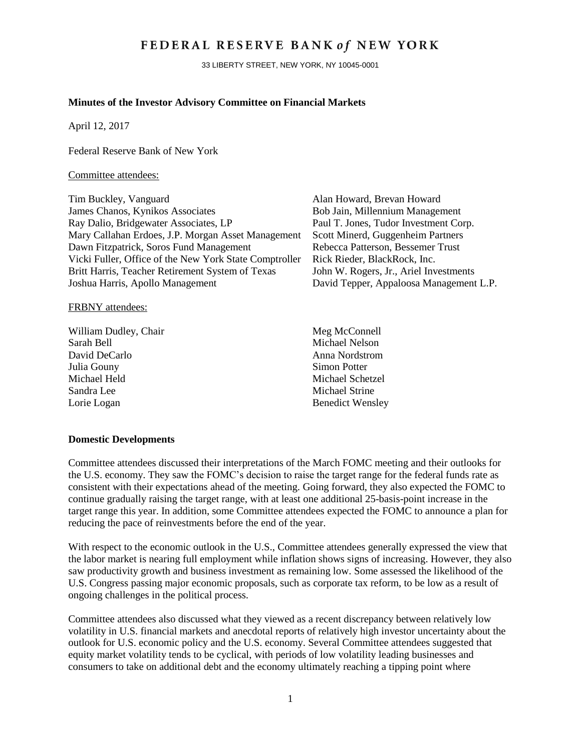# FEDERAL RESERVE BANK *of* NEW YORK

33 LIBERTY STREET, NEW YORK, NY 10045-0001

**Minutes of the Investor Advisory Committee on Financial Markets**

April 12, 2017

Federal Reserve Bank of New York

Committee attendees:

Tim Buckley, Vanguard
James Chanos, Kynikos Associates
Ray Dalio, Bridgewater Associates, LP
Mary Callahan Erdoes, J.P. Morgan Asset Management
Dawn Fitzpatrick, Soros Fund Management
Vicki Fuller, Office of the New York State Comptroller
Britt Harris, Teacher Retirement System of Texas
Joshua Harris, Apollo Management
Alan Howard, Brevan Howard
Bob Jain, Millennium Management
Paul T. Jones, Tudor Investment Corp.
Scott Minerd, Guggenheim Partners
Rebecca Patterson, Bessemer Trust
Rick Rieder, BlackRock, Inc.
John W. Rogers, Jr., Ariel Investments
David Tepper, Appaloosa Management L.P.

FRBNY attendees:

William Dudley, Chair
Sarah Bell
David DeCarlo
Julia Gouny
Michael Held
Sandra Lee
Lorie Logan
Meg McConnell
Michael Nelson
Anna Nordstrom
Simon Potter
Michael Schetzel
Michael Strine
Benedict Wensley

**Domestic Developments**

Committee attendees discussed their interpretations of the March FOMC meeting and their outlooks for the U.S. economy. They saw the FOMC's decision to raise the target range for the federal funds rate as consistent with their expectations ahead of the meeting. Going forward, they also expected the FOMC to continue gradually raising the target range, with at least one additional 25-basis-point increase in the target range this year. In addition, some Committee attendees expected the FOMC to announce a plan for reducing the pace of reinvestments before the end of the year.

With respect to the economic outlook in the U.S., Committee attendees generally expressed the view that the labor market is nearing full employment while inflation shows signs of increasing. However, they also saw productivity growth and business investment as remaining low. Some assessed the likelihood of the U.S. Congress passing major economic proposals, such as corporate tax reform, to be low as a result of ongoing challenges in the political process.

Committee attendees also discussed what they viewed as a recent discrepancy between relatively low volatility in U.S. financial markets and anecdotal reports of relatively high investor uncertainty about the outlook for U.S. economic policy and the U.S. economy. Several Committee attendees suggested that equity market volatility tends to be cyclical, with periods of low volatility leading businesses and consumers to take on additional debt and the economy ultimately reaching a tipping point where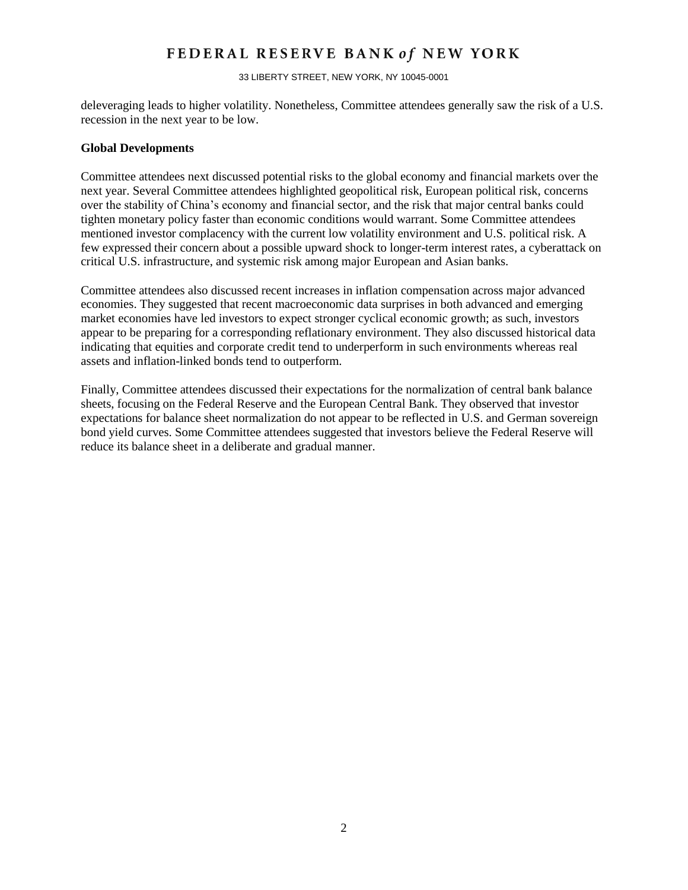deleveraging leads to higher volatility. Nonetheless, Committee attendees generally saw the risk of a U.S. recession in the next year to be low.

**Global Developments**

Committee attendees next discussed potential risks to the global economy and financial markets over the next year. Several Committee attendees highlighted geopolitical risk, European political risk, concerns over the stability of China's economy and financial sector, and the risk that major central banks could tighten monetary policy faster than economic conditions would warrant. Some Committee attendees mentioned investor complacency with the current low volatility environment and U.S. political risk. A few expressed their concern about a possible upward shock to longer-term interest rates, a cyberattack on critical U.S. infrastructure, and systemic risk among major European and Asian banks.

Committee attendees also discussed recent increases in inflation compensation across major advanced economies. They suggested that recent macroeconomic data surprises in both advanced and emerging market economies have led investors to expect stronger cyclical economic growth; as such, investors appear to be preparing for a corresponding reflationary environment. They also discussed historical data indicating that equities and corporate credit tend to underperform in such environments whereas real assets and inflation-linked bonds tend to outperform.

Finally, Committee attendees discussed their expectations for the normalization of central bank balance sheets, focusing on the Federal Reserve and the European Central Bank. They observed that investor expectations for balance sheet normalization do not appear to be reflected in U.S. and German sovereign bond yield curves. Some Committee attendees suggested that investors believe the Federal Reserve will reduce its balance sheet in a deliberate and gradual manner.